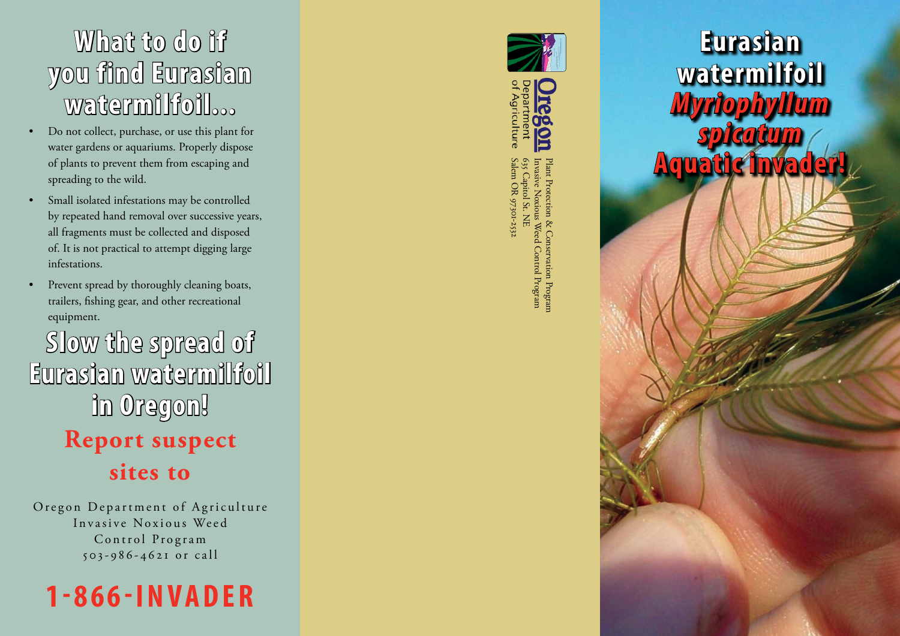# What to do if you find Eurasian watermilfoil...

- Do not collect, purchase, or use this plant for water gardens or aquariums. Properly dispose of plants to prevent them from escaping and spreading to the wild.
- Small isolated infestations may be controlled by repeated hand removal over successive years, all fragments must be collected and disposed of. It is not practical to attempt digging large infestations.
- Prevent spread by thoroughly cleaning boats, trailers, fishing gear, and other recreational equipment.

## Slow the spread of Eurasian watermilfoil in Oregon!

### Report suspect sites to

Oregon Department of Agriculture
Invasive Noxious Weed
Control Program
503-986-4621 or call

## 1-866-INVADER

**Oregon** Department of Agriculture

Plant Protection & Conservation Program
Invasive Noxious Weed Control Program
635 Capitol St. NE
Salem OR 97301-2532

# Eurasian watermilfoil

## *Myriophyllum spicatum*

## Aquatic invader!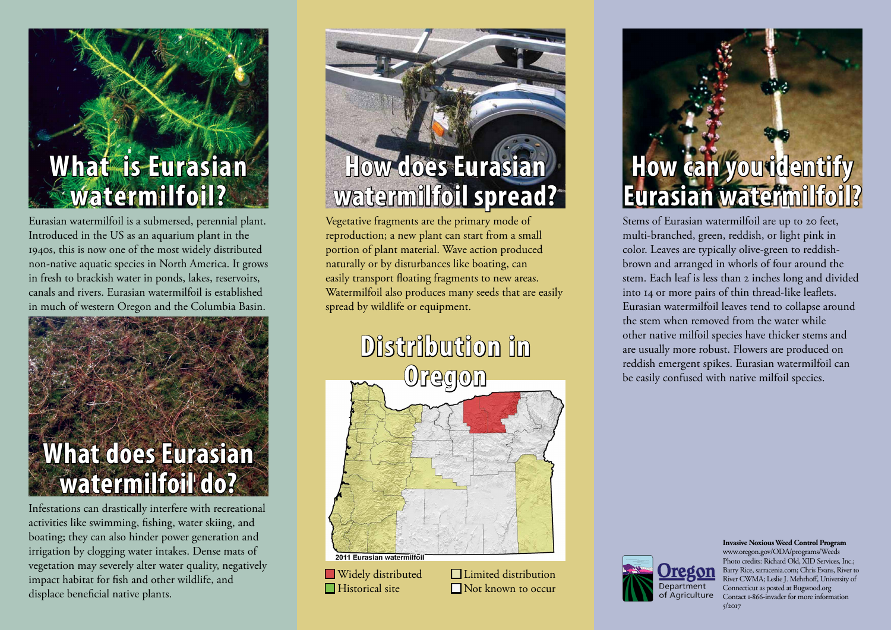## What is Eurasian watermilfoil?

Eurasian watermilfoil is a submersed, perennial plant. Introduced in the US as an aquarium plant in the 1940s, this is now one of the most widely distributed non-native aquatic species in North America. It grows in fresh to brackish water in ponds, lakes, reservoirs, canals and rivers. Eurasian watermilfoil is established in much of western Oregon and the Columbia Basin.

## What does Eurasian watermilfoil do?

Infestations can drastically interfere with recreational activities like swimming, fishing, water skiing, and boating; they can also hinder power generation and irrigation by clogging water intakes. Dense mats of vegetation may severely alter water quality, negatively impact habitat for fish and other wildlife, and displace beneficial native plants.

## How does Eurasian watermilfoil spread?

Vegetative fragments are the primary mode of reproduction; a new plant can start from a small portion of plant material. Wave action produced naturally or by disturbances like boating, can easily transport floating fragments to new areas. Watermilfoil also produces many seeds that are easily spread by wildlife or equipment.

## Distribution in Oregon

2011 Eurasian watermilfoil

Widely distributed

Limited distribution

Historical site

Not known to occur

## How can you identify Eurasian watermilfoil?

Stems of Eurasian watermilfoil are up to 20 feet, multi-branched, green, reddish, or light pink in color. Leaves are typically olive-green to reddish-brown and arranged in whorls of four around the stem. Each leaf is less than 2 inches long and divided into 14 or more pairs of thin thread-like leaflets. Eurasian watermilfoil leaves tend to collapse around the stem when removed from the water while other native milfoil species have thicker stems and are usually more robust. Flowers are produced on reddish emergent spikes. Eurasian watermilfoil can be easily confused with native milfoil species.

Oregon Department of Agriculture

**Invasive Noxious Weed Control Program**
www.oregon.gov/ODA/programs/Weeds
Photo credits: Richard Old, XID Services, Inc.; Barry Rice, sarracenia.com; Chris Evans, River to River CWMA; Leslie J. Mehrhoff, University of Connecticut as posted at Bugwood.org
Contact 1-866-invader for more information
5/2017